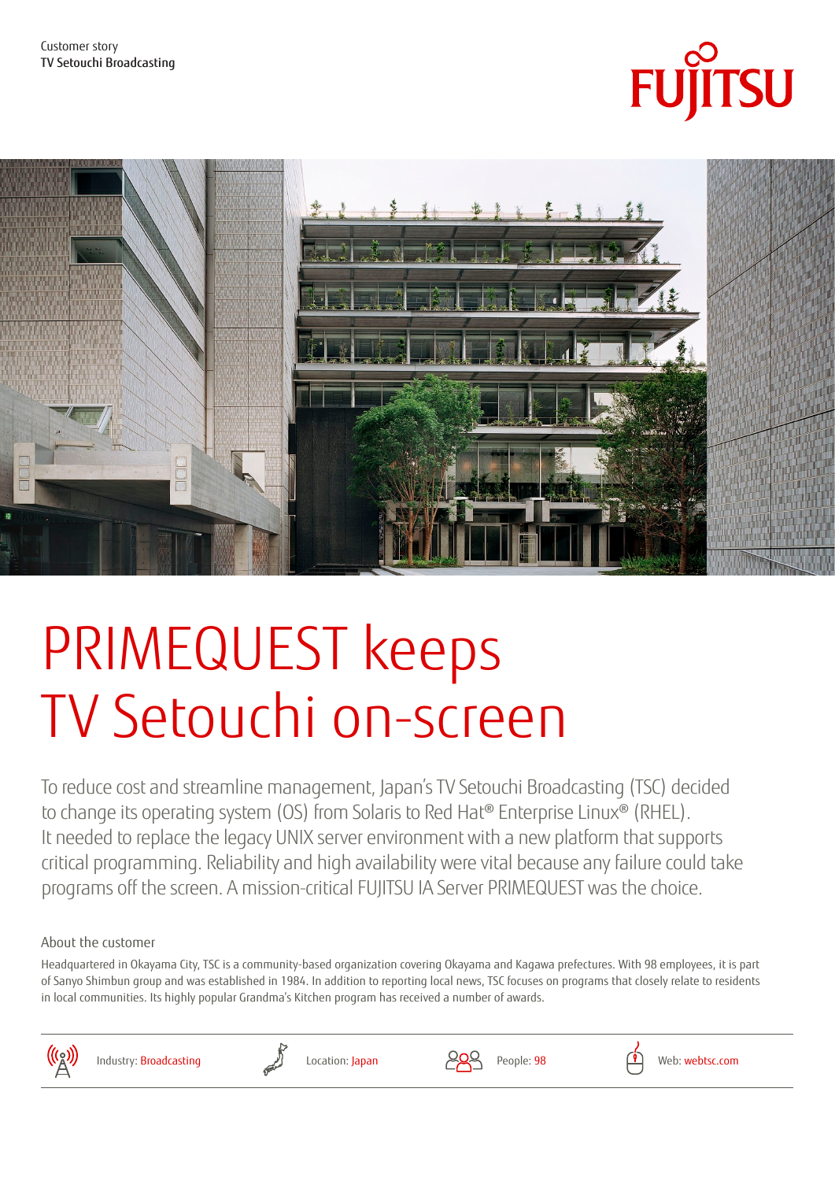Customer story
TV Setouchi Broadcasting

# PRIMEQUEST keeps TV Setouchi on-screen

To reduce cost and streamline management, Japan's TV Setouchi Broadcasting (TSC) decided to change its operating system (OS) from Solaris to Red Hat® Enterprise Linux® (RHEL). It needed to replace the legacy UNIX server environment with a new platform that supports critical programming. Reliability and high availability were vital because any failure could take programs off the screen. A mission-critical FUJITSU IA Server PRIMEQUEST was the choice.

## About the customer

Headquartered in Okayama City, TSC is a community-based organization covering Okayama and Kagawa prefectures. With 98 employees, it is part of Sanyo Shimbun group and was established in 1984. In addition to reporting local news, TSC focuses on programs that closely relate to residents in local communities. Its highly popular Grandma's Kitchen program has received a number of awards.

Industry: Broadcasting | Location: Japan | People: 98 | Web: webtsc.com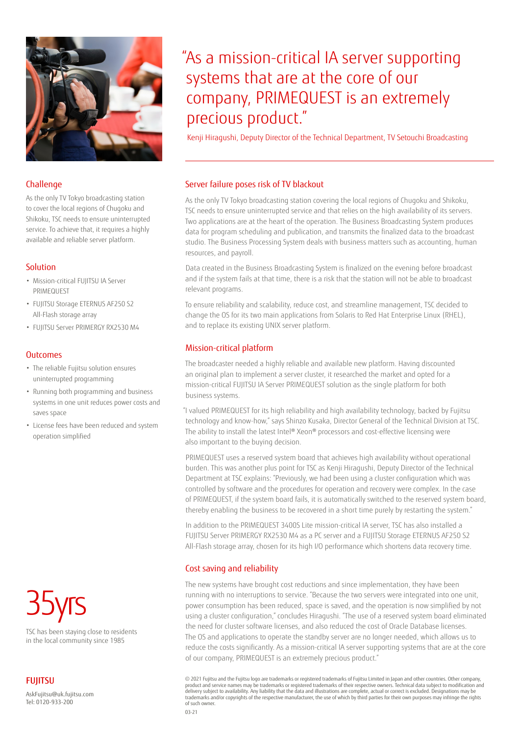"As a mission-critical IA server supporting systems that are at the core of our company, PRIMEQUEST is an extremely precious product."

Kenji Hiragushi, Deputy Director of the Technical Department, TV Setouchi Broadcasting

## Challenge

As the only TV Tokyo broadcasting station to cover the local regions of Chugoku and Shikoku, TSC needs to ensure uninterrupted service. To achieve that, it requires a highly available and reliable server platform.

## Solution

- Mission-critical FUJITSU IA Server PRIMEQUEST
- FUJITSU Storage ETERNUS AF250 S2 All-Flash storage array
- FUJITSU Server PRIMERGY RX2530 M4

## Outcomes

- The reliable Fujitsu solution ensures uninterrupted programming
- Running both programming and business systems in one unit reduces power costs and saves space
- License fees have been reduced and system operation simplified

## Server failure poses risk of TV blackout

As the only TV Tokyo broadcasting station covering the local regions of Chugoku and Shikoku, TSC needs to ensure uninterrupted service and that relies on the high availability of its servers. Two applications are at the heart of the operation. The Business Broadcasting System produces data for program scheduling and publication, and transmits the finalized data to the broadcast studio. The Business Processing System deals with business matters such as accounting, human resources, and payroll.

Data created in the Business Broadcasting System is finalized on the evening before broadcast and if the system fails at that time, there is a risk that the station will not be able to broadcast relevant programs.

To ensure reliability and scalability, reduce cost, and streamline management, TSC decided to change the OS for its two main applications from Solaris to Red Hat Enterprise Linux (RHEL), and to replace its existing UNIX server platform.

## Mission-critical platform

The broadcaster needed a highly reliable and available new platform. Having discounted an original plan to implement a server cluster, it researched the market and opted for a mission-critical FUJITSU IA Server PRIMEQUEST solution as the single platform for both business systems.

"I valued PRIMEQUEST for its high reliability and high availability technology, backed by Fujitsu technology and know-how," says Shinzo Kusaka, Director General of the Technical Division at TSC. The ability to install the latest Intel® Xeon® processors and cost-effective licensing were also important to the buying decision.

PRIMEQUEST uses a reserved system board that achieves high availability without operational burden. This was another plus point for TSC as Kenji Hiragushi, Deputy Director of the Technical Department at TSC explains: "Previously, we had been using a cluster configuration which was controlled by software and the procedures for operation and recovery were complex. In the case of PRIMEQUEST, if the system board fails, it is automatically switched to the reserved system board, thereby enabling the business to be recovered in a short time purely by restarting the system."

In addition to the PRIMEQUEST 3400S Lite mission-critical IA server, TSC has also installed a FUJITSU Server PRIMERGY RX2530 M4 as a PC server and a FUJITSU Storage ETERNUS AF250 S2 All-Flash storage array, chosen for its high I/O performance which shortens data recovery time.

## Cost saving and reliability

The new systems have brought cost reductions and since implementation, they have been running with no interruptions to service. "Because the two servers were integrated into one unit, power consumption has been reduced, space is saved, and the operation is now simplified by not using a cluster configuration," concludes Hiragushi. "The use of a reserved system board eliminated the need for cluster software licenses, and also reduced the cost of Oracle Database licenses. The OS and applications to operate the standby server are no longer needed, which allows us to reduce the costs significantly. As a mission-critical IA server supporting systems that are at the core of our company, PRIMEQUEST is an extremely precious product."

# 35yrs

TSC has been staying close to residents in the local community since 1985

**FUJITSU**

AskFujitsu@uk.fujitsu.com
Tel: 0120-933-200

© 2021 Fujitsu and the Fujitsu logo are trademarks or registered trademarks of Fujitsu Limited in Japan and other countries. Other company, product and service names may be trademarks or registered trademarks of their respective owners. Technical data subject to modification and delivery subject to availability. Any liability that the data and illustrations are complete, actual or correct is excluded. Designations may be trademarks and/or copyrights of the respective manufacturer, the use of which by third parties for their own purposes may infringe the rights of such owner.

03-21